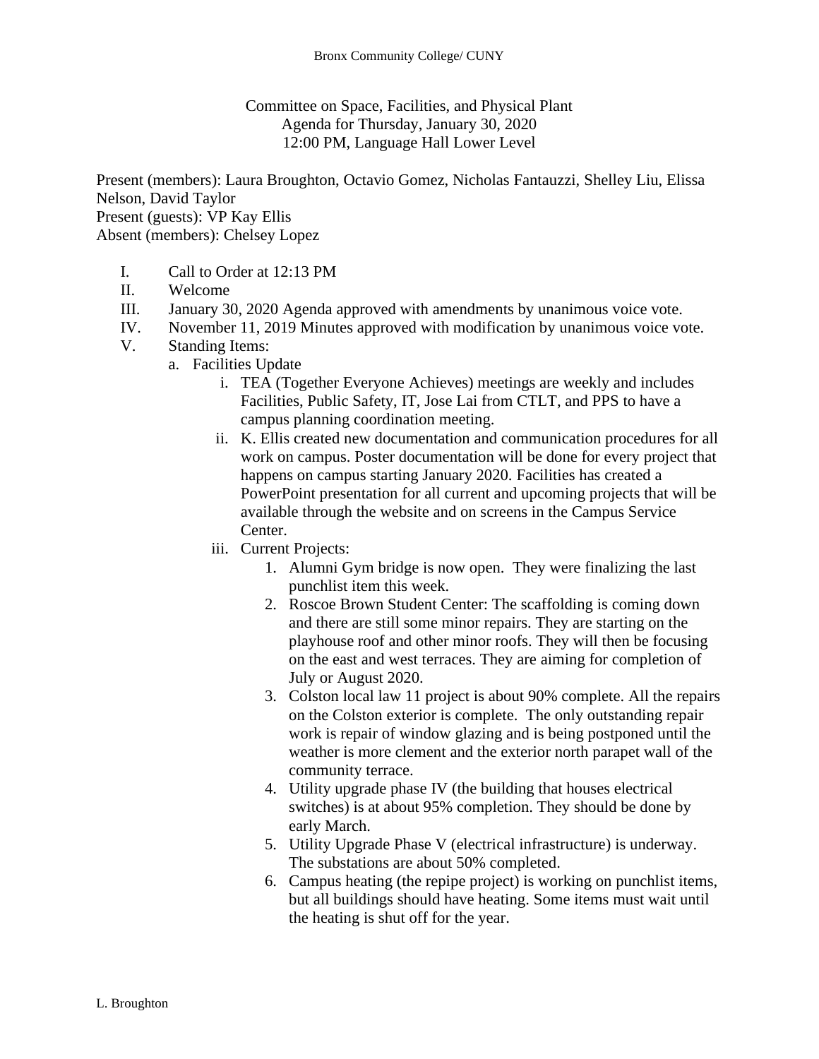Bronx Community College/ CUNY

# Committee on Space, Facilities, and Physical Plant

Agenda for Thursday, January 30, 2020
12:00 PM, Language Hall Lower Level

Present (members): Laura Broughton, Octavio Gomez, Nicholas Fantauzzi, Shelley Liu, Elissa Nelson, David Taylor
Present (guests): VP Kay Ellis
Absent (members): Chelsey Lopez

I. Call to Order at 12:13 PM

II. Welcome

III. January 30, 2020 Agenda approved with amendments by unanimous voice vote.

IV. November 11, 2019 Minutes approved with modification by unanimous voice vote.

V. Standing Items:

   a. Facilities Update

      i. TEA (Together Everyone Achieves) meetings are weekly and includes Facilities, Public Safety, IT, Jose Lai from CTLT, and PPS to have a campus planning coordination meeting.

      ii. K. Ellis created new documentation and communication procedures for all work on campus. Poster documentation will be done for every project that happens on campus starting January 2020. Facilities has created a PowerPoint presentation for all current and upcoming projects that will be available through the website and on screens in the Campus Service Center.

      iii. Current Projects:

         1. Alumni Gym bridge is now open. They were finalizing the last punchlist item this week.
         2. Roscoe Brown Student Center: The scaffolding is coming down and there are still some minor repairs. They are starting on the playhouse roof and other minor roofs. They will then be focusing on the east and west terraces. They are aiming for completion of July or August 2020.
         3. Colston local law 11 project is about 90% complete. All the repairs on the Colston exterior is complete. The only outstanding repair work is repair of window glazing and is being postponed until the weather is more clement and the exterior north parapet wall of the community terrace.
         4. Utility upgrade phase IV (the building that houses electrical switches) is at about 95% completion. They should be done by early March.
         5. Utility Upgrade Phase V (electrical infrastructure) is underway. The substations are about 50% completed.
         6. Campus heating (the repipe project) is working on punchlist items, but all buildings should have heating. Some items must wait until the heating is shut off for the year.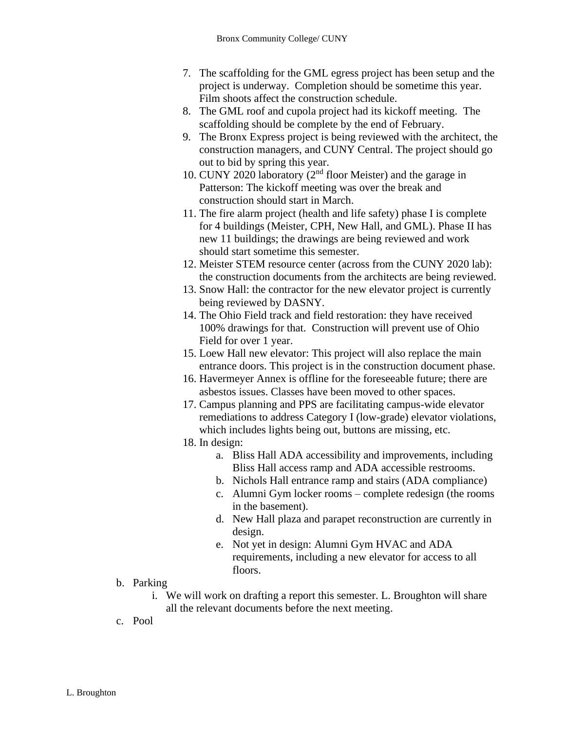7. The scaffolding for the GML egress project has been setup and the project is underway. Completion should be sometime this year. Film shoots affect the construction schedule.
8. The GML roof and cupola project had its kickoff meeting. The scaffolding should be complete by the end of February.
9. The Bronx Express project is being reviewed with the architect, the construction managers, and CUNY Central. The project should go out to bid by spring this year.
10. CUNY 2020 laboratory (2nd floor Meister) and the garage in Patterson: The kickoff meeting was over the break and construction should start in March.
11. The fire alarm project (health and life safety) phase I is complete for 4 buildings (Meister, CPH, New Hall, and GML). Phase II has new 11 buildings; the drawings are being reviewed and work should start sometime this semester.
12. Meister STEM resource center (across from the CUNY 2020 lab): the construction documents from the architects are being reviewed.
13. Snow Hall: the contractor for the new elevator project is currently being reviewed by DASNY.
14. The Ohio Field track and field restoration: they have received 100% drawings for that. Construction will prevent use of Ohio Field for over 1 year.
15. Loew Hall new elevator: This project will also replace the main entrance doors. This project is in the construction document phase.
16. Havermeyer Annex is offline for the foreseeable future; there are asbestos issues. Classes have been moved to other spaces.
17. Campus planning and PPS are facilitating campus-wide elevator remediations to address Category I (low-grade) elevator violations, which includes lights being out, buttons are missing, etc.
18. In design:
    a. Bliss Hall ADA accessibility and improvements, including Bliss Hall access ramp and ADA accessible restrooms.
    b. Nichols Hall entrance ramp and stairs (ADA compliance)
    c. Alumni Gym locker rooms – complete redesign (the rooms in the basement).
    d. New Hall plaza and parapet reconstruction are currently in design.
    e. Not yet in design: Alumni Gym HVAC and ADA requirements, including a new elevator for access to all floors.

b. Parking
   i. We will work on drafting a report this semester. L. Broughton will share all the relevant documents before the next meeting.

c. Pool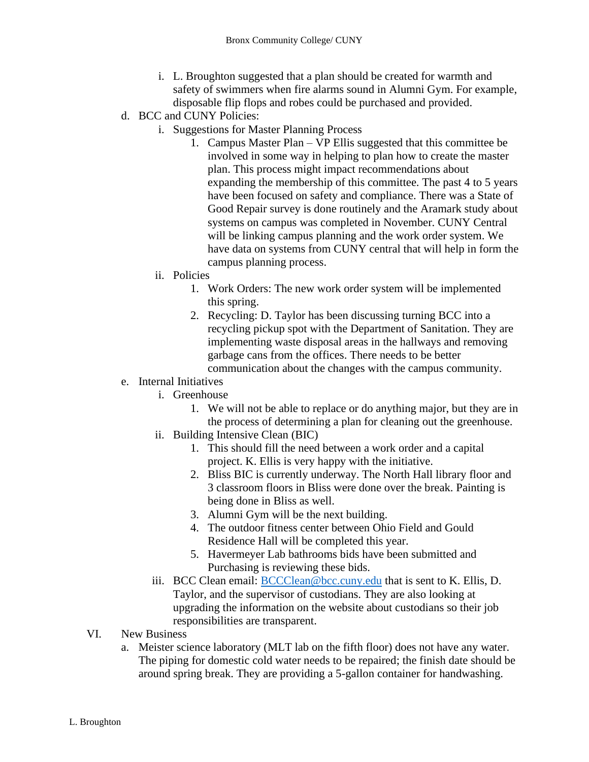i. L. Broughton suggested that a plan should be created for warmth and safety of swimmers when fire alarms sound in Alumni Gym. For example, disposable flip flops and robes could be purchased and provided.

d. BCC and CUNY Policies:

   i. Suggestions for Master Planning Process

      1. Campus Master Plan – VP Ellis suggested that this committee be involved in some way in helping to plan how to create the master plan. This process might impact recommendations about expanding the membership of this committee. The past 4 to 5 years have been focused on safety and compliance. There was a State of Good Repair survey is done routinely and the Aramark study about systems on campus was completed in November. CUNY Central will be linking campus planning and the work order system. We have data on systems from CUNY central that will help in form the campus planning process.

   ii. Policies

      1. Work Orders: The new work order system will be implemented this spring.
      2. Recycling: D. Taylor has been discussing turning BCC into a recycling pickup spot with the Department of Sanitation. They are implementing waste disposal areas in the hallways and removing garbage cans from the offices. There needs to be better communication about the changes with the campus community.

e. Internal Initiatives

   i. Greenhouse

      1. We will not be able to replace or do anything major, but they are in the process of determining a plan for cleaning out the greenhouse.

   ii. Building Intensive Clean (BIC)

      1. This should fill the need between a work order and a capital project. K. Ellis is very happy with the initiative.
      2. Bliss BIC is currently underway. The North Hall library floor and 3 classroom floors in Bliss were done over the break. Painting is being done in Bliss as well.
      3. Alumni Gym will be the next building.
      4. The outdoor fitness center between Ohio Field and Gould Residence Hall will be completed this year.
      5. Havermeyer Lab bathrooms bids have been submitted and Purchasing is reviewing these bids.

   iii. BCC Clean email: BCCClean@bcc.cuny.edu that is sent to K. Ellis, D. Taylor, and the supervisor of custodians. They are also looking at upgrading the information on the website about custodians so their job responsibilities are transparent.

VI. New Business

   a. Meister science laboratory (MLT lab on the fifth floor) does not have any water. The piping for domestic cold water needs to be repaired; the finish date should be around spring break. They are providing a 5-gallon container for handwashing.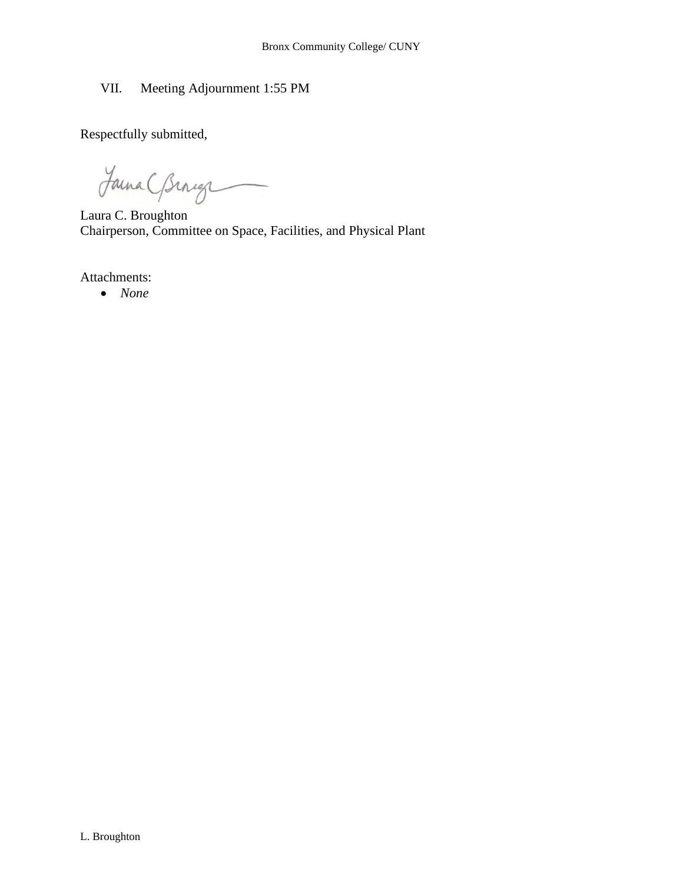VII. Meeting Adjournment 1:55 PM

Respectfully submitted,

Laura C. Broughton
Chairperson, Committee on Space, Facilities, and Physical Plant

Attachments:

- *None*